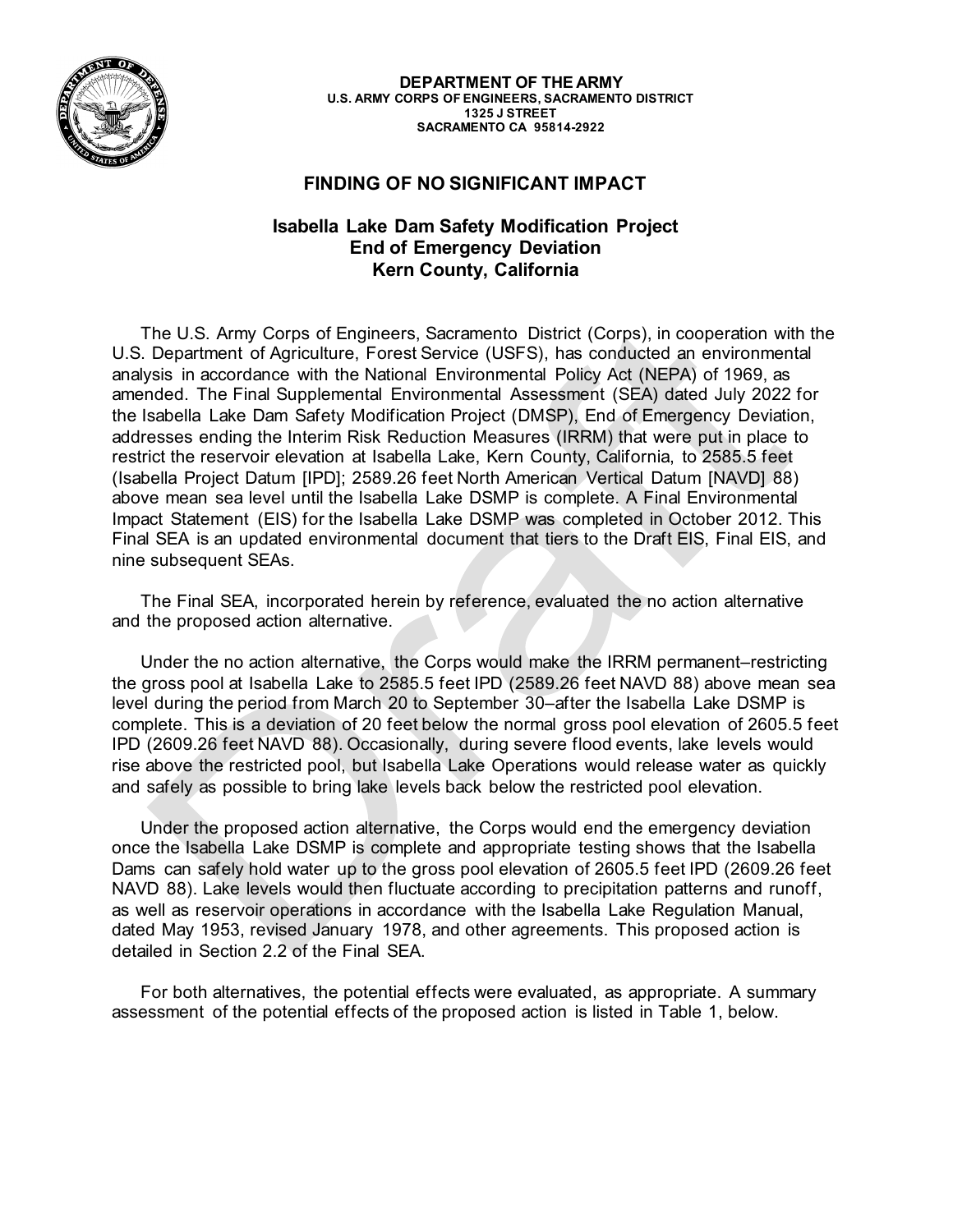**DEPARTMENT OF THE ARMY**
**U.S. ARMY CORPS OF ENGINEERS, SACRAMENTO DISTRICT**
**1325 J STREET**
**SACRAMENTO CA 95814-2922**

# FINDING OF NO SIGNIFICANT IMPACT

## Isabella Lake Dam Safety Modification Project End of Emergency Deviation Kern County, California

The U.S. Army Corps of Engineers, Sacramento District (Corps), in cooperation with the U.S. Department of Agriculture, Forest Service (USFS), has conducted an environmental analysis in accordance with the National Environmental Policy Act (NEPA) of 1969, as amended. The Final Supplemental Environmental Assessment (SEA) dated July 2022 for the Isabella Lake Dam Safety Modification Project (DMSP), End of Emergency Deviation, addresses ending the Interim Risk Reduction Measures (IRRM) that were put in place to restrict the reservoir elevation at Isabella Lake, Kern County, California, to 2585.5 feet (Isabella Project Datum [IPD]; 2589.26 feet North American Vertical Datum [NAVD] 88) above mean sea level until the Isabella Lake DSMP is complete. A Final Environmental Impact Statement (EIS) for the Isabella Lake DSMP was completed in October 2012. This Final SEA is an updated environmental document that tiers to the Draft EIS, Final EIS, and nine subsequent SEAs.

The Final SEA, incorporated herein by reference, evaluated the no action alternative and the proposed action alternative.

Under the no action alternative, the Corps would make the IRRM permanent–restricting the gross pool at Isabella Lake to 2585.5 feet IPD (2589.26 feet NAVD 88) above mean sea level during the period from March 20 to September 30–after the Isabella Lake DSMP is complete. This is a deviation of 20 feet below the normal gross pool elevation of 2605.5 feet IPD (2609.26 feet NAVD 88). Occasionally, during severe flood events, lake levels would rise above the restricted pool, but Isabella Lake Operations would release water as quickly and safely as possible to bring lake levels back below the restricted pool elevation.

Under the proposed action alternative, the Corps would end the emergency deviation once the Isabella Lake DSMP is complete and appropriate testing shows that the Isabella Dams can safely hold water up to the gross pool elevation of 2605.5 feet IPD (2609.26 feet NAVD 88). Lake levels would then fluctuate according to precipitation patterns and runoff, as well as reservoir operations in accordance with the Isabella Lake Regulation Manual, dated May 1953, revised January 1978, and other agreements. This proposed action is detailed in Section 2.2 of the Final SEA.

For both alternatives, the potential effects were evaluated, as appropriate. A summary assessment of the potential effects of the proposed action is listed in Table 1, below.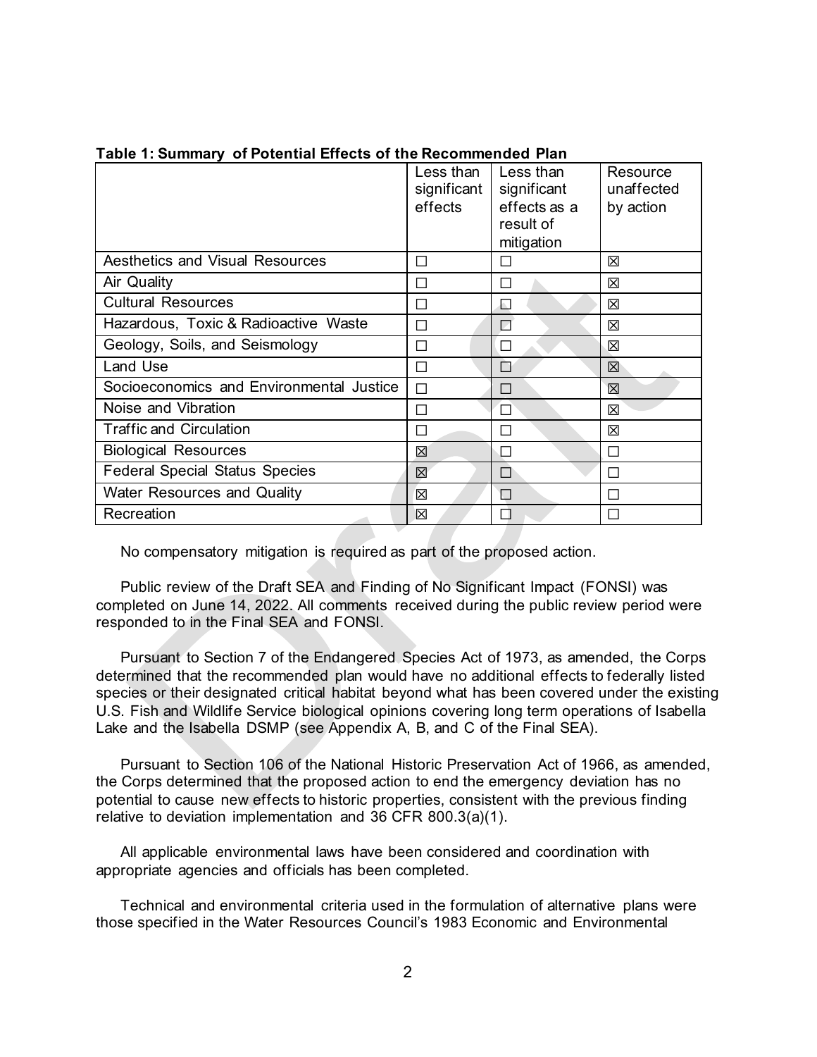**Table 1: Summary of Potential Effects of the Recommended Plan**

| | Less than significant effects | Less than significant effects as a result of mitigation | Resource unaffected by action |
|---|---|---|---|
| Aesthetics and Visual Resources | ☐ | ☐ | ☒ |
| Air Quality | ☐ | ☐ | ☒ |
| Cultural Resources | ☐ | ☐ | ☒ |
| Hazardous, Toxic & Radioactive Waste | ☐ | ☐ | ☒ |
| Geology, Soils, and Seismology | ☐ | ☐ | ☒ |
| Land Use | ☐ | ☐ | ☒ |
| Socioeconomics and Environmental Justice | ☐ | ☐ | ☒ |
| Noise and Vibration | ☐ | ☐ | ☒ |
| Traffic and Circulation | ☐ | ☐ | ☒ |
| Biological Resources | ☒ | ☐ | ☐ |
| Federal Special Status Species | ☒ | ☐ | ☐ |
| Water Resources and Quality | ☒ | ☐ | ☐ |
| Recreation | ☒ | ☐ | ☐ |

No compensatory mitigation is required as part of the proposed action.

Public review of the Draft SEA and Finding of No Significant Impact (FONSI) was completed on June 14, 2022. All comments received during the public review period were responded to in the Final SEA and FONSI.

Pursuant to Section 7 of the Endangered Species Act of 1973, as amended, the Corps determined that the recommended plan would have no additional effects to federally listed species or their designated critical habitat beyond what has been covered under the existing U.S. Fish and Wildlife Service biological opinions covering long term operations of Isabella Lake and the Isabella DSMP (see Appendix A, B, and C of the Final SEA).

Pursuant to Section 106 of the National Historic Preservation Act of 1966, as amended, the Corps determined that the proposed action to end the emergency deviation has no potential to cause new effects to historic properties, consistent with the previous finding relative to deviation implementation and 36 CFR 800.3(a)(1).

All applicable environmental laws have been considered and coordination with appropriate agencies and officials has been completed.

Technical and environmental criteria used in the formulation of alternative plans were those specified in the Water Resources Council's 1983 Economic and Environmental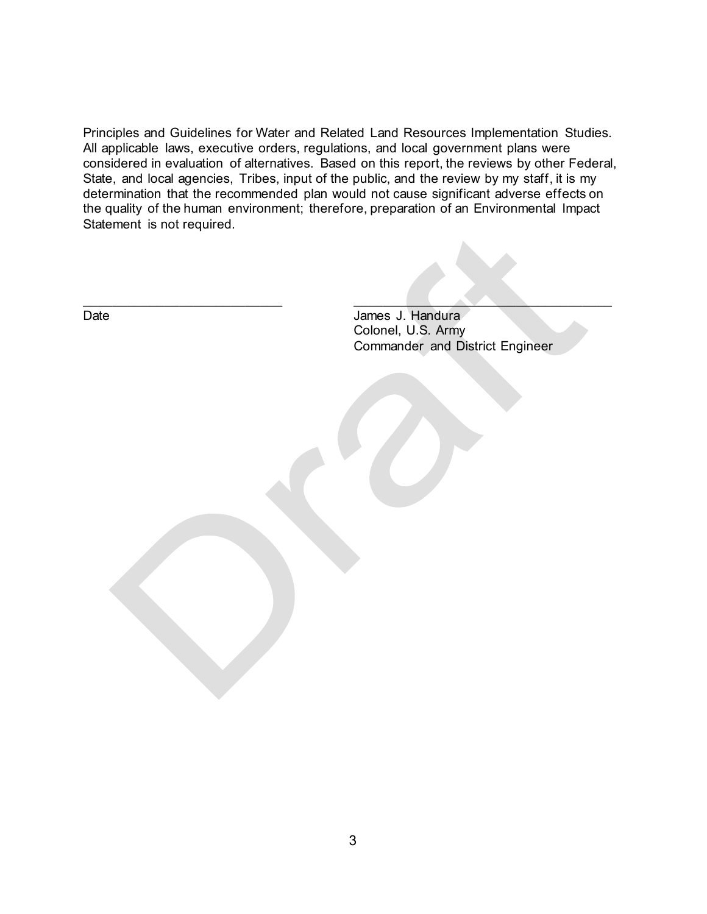Principles and Guidelines for Water and Related Land Resources Implementation Studies. All applicable laws, executive orders, regulations, and local government plans were considered in evaluation of alternatives. Based on this report, the reviews by other Federal, State, and local agencies, Tribes, input of the public, and the review by my staff, it is my determination that the recommended plan would not cause significant adverse effects on the quality of the human environment; therefore, preparation of an Environmental Impact Statement is not required.

\_\_\_\_\_\_\_\_\_\_\_\_\_\_\_\_\_\_\_\_\_\_\_\_\_\_\_\_\_
Date

\_\_\_\_\_\_\_\_\_\_\_\_\_\_\_\_\_\_\_\_\_\_\_\_\_\_\_\_\_\_\_\_\_\_\_\_\_\_
James J. Handura
Colonel, U.S. Army
Commander and District Engineer

Draft